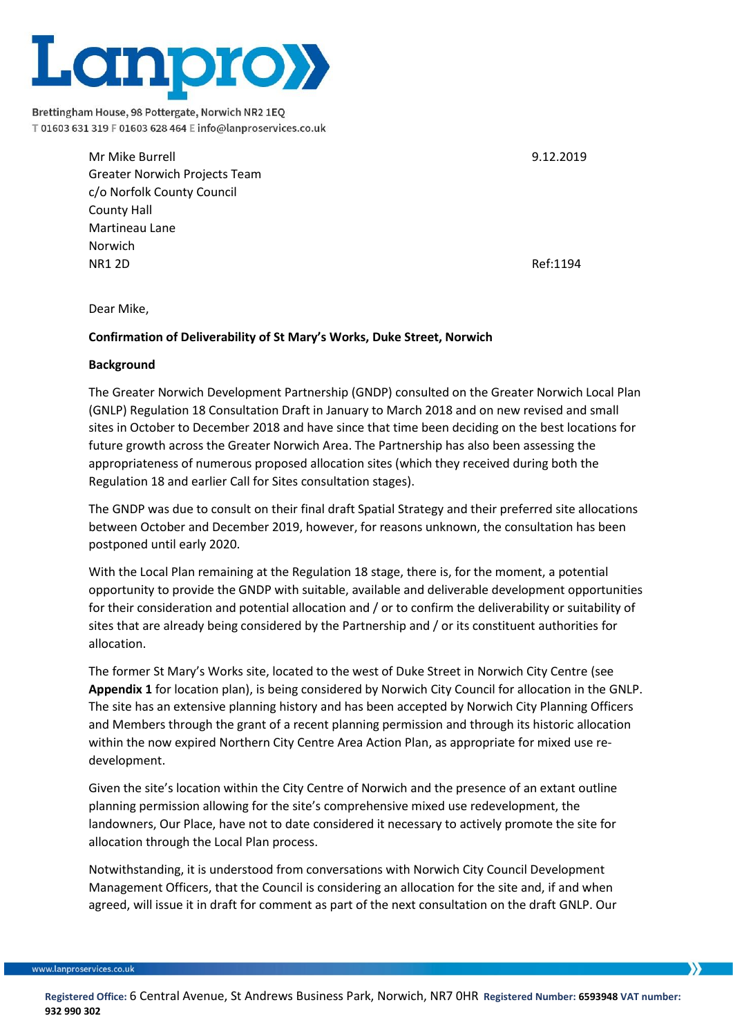Brettingham House, 98 Pottergate, Norwich NR2 1EQ
T 01603 631 319 F 01603 628 464 E info@lanproservices.co.uk

Mr Mike Burrell
Greater Norwich Projects Team
c/o Norfolk County Council
County Hall
Martineau Lane
Norwich
NR1 2D

9.12.2019

Ref:1194

Dear Mike,

**Confirmation of Deliverability of St Mary's Works, Duke Street, Norwich**

**Background**

The Greater Norwich Development Partnership (GNDP) consulted on the Greater Norwich Local Plan (GNLP) Regulation 18 Consultation Draft in January to March 2018 and on new revised and small sites in October to December 2018 and have since that time been deciding on the best locations for future growth across the Greater Norwich Area. The Partnership has also been assessing the appropriateness of numerous proposed allocation sites (which they received during both the Regulation 18 and earlier Call for Sites consultation stages).

The GNDP was due to consult on their final draft Spatial Strategy and their preferred site allocations between October and December 2019, however, for reasons unknown, the consultation has been postponed until early 2020.

With the Local Plan remaining at the Regulation 18 stage, there is, for the moment, a potential opportunity to provide the GNDP with suitable, available and deliverable development opportunities for their consideration and potential allocation and / or to confirm the deliverability or suitability of sites that are already being considered by the Partnership and / or its constituent authorities for allocation.

The former St Mary's Works site, located to the west of Duke Street in Norwich City Centre (see **Appendix 1** for location plan), is being considered by Norwich City Council for allocation in the GNLP. The site has an extensive planning history and has been accepted by Norwich City Planning Officers and Members through the grant of a recent planning permission and through its historic allocation within the now expired Northern City Centre Area Action Plan, as appropriate for mixed use re-development.

Given the site's location within the City Centre of Norwich and the presence of an extant outline planning permission allowing for the site's comprehensive mixed use redevelopment, the landowners, Our Place, have not to date considered it necessary to actively promote the site for allocation through the Local Plan process.

Notwithstanding, it is understood from conversations with Norwich City Council Development Management Officers, that the Council is considering an allocation for the site and, if and when agreed, will issue it in draft for comment as part of the next consultation on the draft GNLP. Our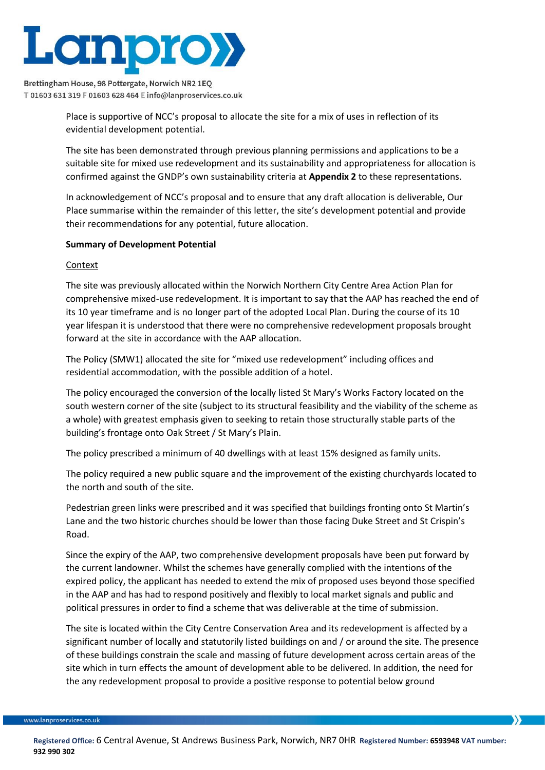Place is supportive of NCC's proposal to allocate the site for a mix of uses in reflection of its evidential development potential.

The site has been demonstrated through previous planning permissions and applications to be a suitable site for mixed use redevelopment and its sustainability and appropriateness for allocation is confirmed against the GNDP's own sustainability criteria at **Appendix 2** to these representations.

In acknowledgement of NCC's proposal and to ensure that any draft allocation is deliverable, Our Place summarise within the remainder of this letter, the site's development potential and provide their recommendations for any potential, future allocation.

**Summary of Development Potential**

Context

The site was previously allocated within the Norwich Northern City Centre Area Action Plan for comprehensive mixed-use redevelopment. It is important to say that the AAP has reached the end of its 10 year timeframe and is no longer part of the adopted Local Plan. During the course of its 10 year lifespan it is understood that there were no comprehensive redevelopment proposals brought forward at the site in accordance with the AAP allocation.

The Policy (SMW1) allocated the site for "mixed use redevelopment" including offices and residential accommodation, with the possible addition of a hotel.

The policy encouraged the conversion of the locally listed St Mary's Works Factory located on the south western corner of the site (subject to its structural feasibility and the viability of the scheme as a whole) with greatest emphasis given to seeking to retain those structurally stable parts of the building's frontage onto Oak Street / St Mary's Plain.

The policy prescribed a minimum of 40 dwellings with at least 15% designed as family units.

The policy required a new public square and the improvement of the existing churchyards located to the north and south of the site.

Pedestrian green links were prescribed and it was specified that buildings fronting onto St Martin's Lane and the two historic churches should be lower than those facing Duke Street and St Crispin's Road.

Since the expiry of the AAP, two comprehensive development proposals have been put forward by the current landowner. Whilst the schemes have generally complied with the intentions of the expired policy, the applicant has needed to extend the mix of proposed uses beyond those specified in the AAP and has had to respond positively and flexibly to local market signals and public and political pressures in order to find a scheme that was deliverable at the time of submission.

The site is located within the City Centre Conservation Area and its redevelopment is affected by a significant number of locally and statutorily listed buildings on and / or around the site. The presence of these buildings constrain the scale and massing of future development across certain areas of the site which in turn effects the amount of development able to be delivered. In addition, the need for the any redevelopment proposal to provide a positive response to potential below ground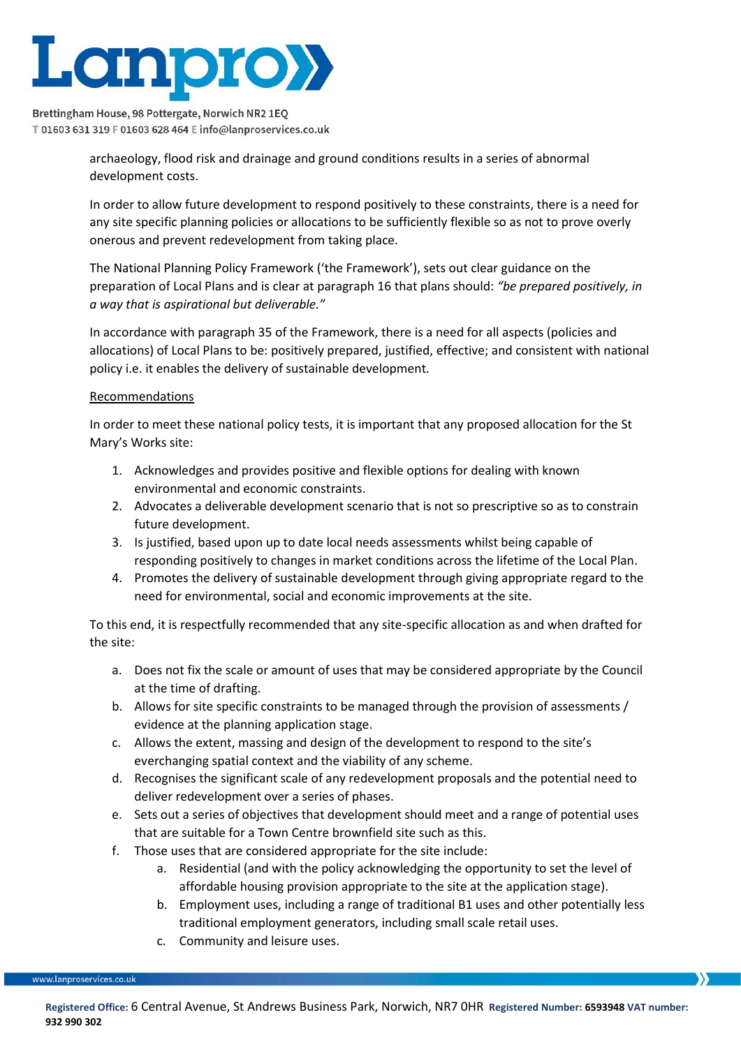archaeology, flood risk and drainage and ground conditions results in a series of abnormal development costs.

In order to allow future development to respond positively to these constraints, there is a need for any site specific planning policies or allocations to be sufficiently flexible so as not to prove overly onerous and prevent redevelopment from taking place.

The National Planning Policy Framework ('the Framework'), sets out clear guidance on the preparation of Local Plans and is clear at paragraph 16 that plans should: *"be prepared positively, in a way that is aspirational but deliverable."*

In accordance with paragraph 35 of the Framework, there is a need for all aspects (policies and allocations) of Local Plans to be: positively prepared, justified, effective; and consistent with national policy i.e. it enables the delivery of sustainable development.

<u>Recommendations</u>

In order to meet these national policy tests, it is important that any proposed allocation for the St Mary's Works site:

1. Acknowledges and provides positive and flexible options for dealing with known environmental and economic constraints.
2. Advocates a deliverable development scenario that is not so prescriptive so as to constrain future development.
3. Is justified, based upon up to date local needs assessments whilst being capable of responding positively to changes in market conditions across the lifetime of the Local Plan.
4. Promotes the delivery of sustainable development through giving appropriate regard to the need for environmental, social and economic improvements at the site.

To this end, it is respectfully recommended that any site-specific allocation as and when drafted for the site:

a. Does not fix the scale or amount of uses that may be considered appropriate by the Council at the time of drafting.
b. Allows for site specific constraints to be managed through the provision of assessments / evidence at the planning application stage.
c. Allows the extent, massing and design of the development to respond to the site's everchanging spatial context and the viability of any scheme.
d. Recognises the significant scale of any redevelopment proposals and the potential need to deliver redevelopment over a series of phases.
e. Sets out a series of objectives that development should meet and a range of potential uses that are suitable for a Town Centre brownfield site such as this.
f. Those uses that are considered appropriate for the site include:
    a. Residential (and with the policy acknowledging the opportunity to set the level of affordable housing provision appropriate to the site at the application stage).
    b. Employment uses, including a range of traditional B1 uses and other potentially less traditional employment generators, including small scale retail uses.
    c. Community and leisure uses.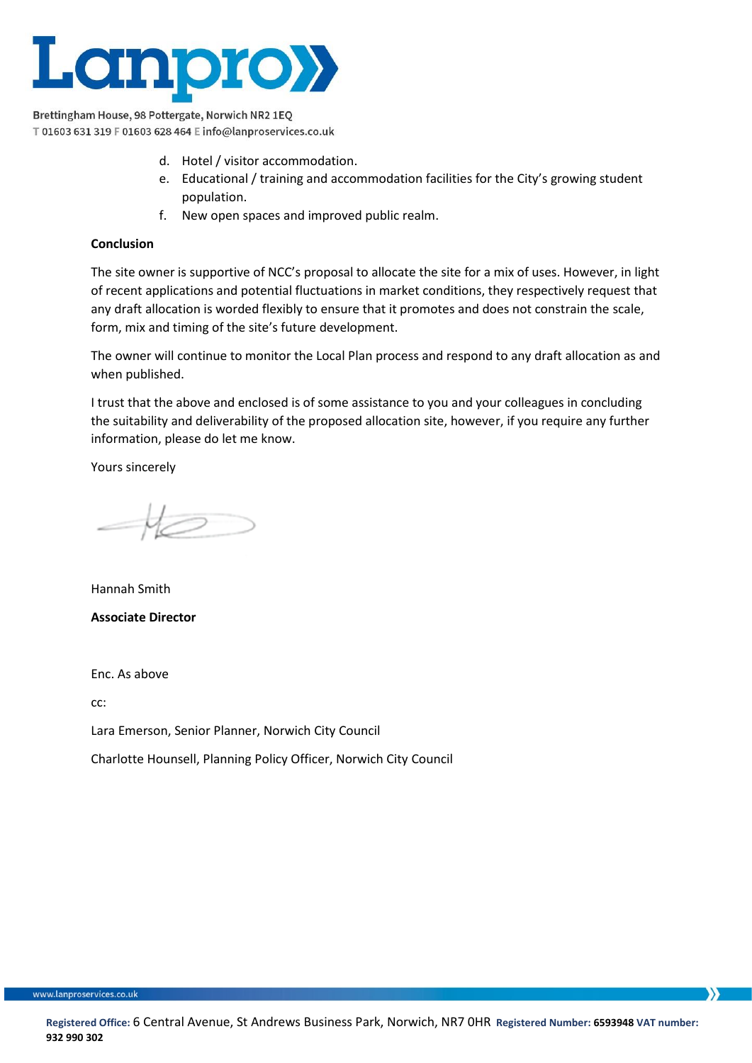d. Hotel / visitor accommodation.
e. Educational / training and accommodation facilities for the City's growing student population.
f. New open spaces and improved public realm.

**Conclusion**

The site owner is supportive of NCC's proposal to allocate the site for a mix of uses. However, in light of recent applications and potential fluctuations in market conditions, they respectively request that any draft allocation is worded flexibly to ensure that it promotes and does not constrain the scale, form, mix and timing of the site's future development.

The owner will continue to monitor the Local Plan process and respond to any draft allocation as and when published.

I trust that the above and enclosed is of some assistance to you and your colleagues in concluding the suitability and deliverability of the proposed allocation site, however, if you require any further information, please do let me know.

Yours sincerely

Hannah Smith

**Associate Director**

Enc. As above

cc:

Lara Emerson, Senior Planner, Norwich City Council

Charlotte Hounsell, Planning Policy Officer, Norwich City Council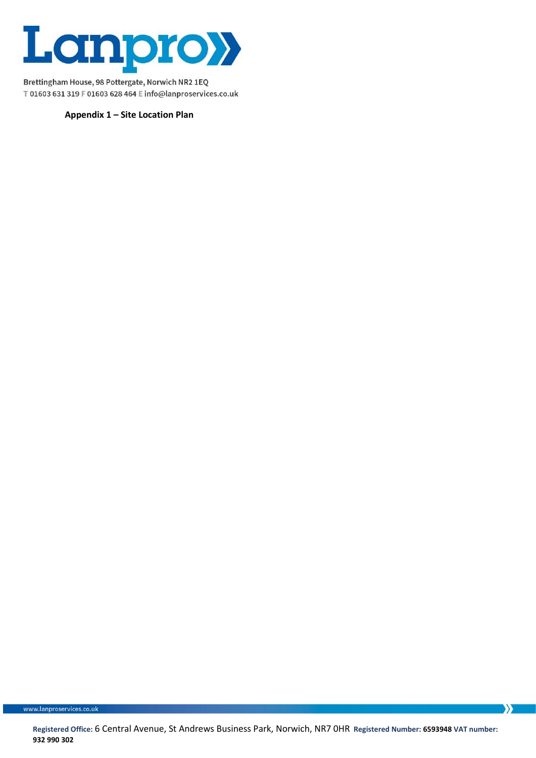**Appendix 1 – Site Location Plan**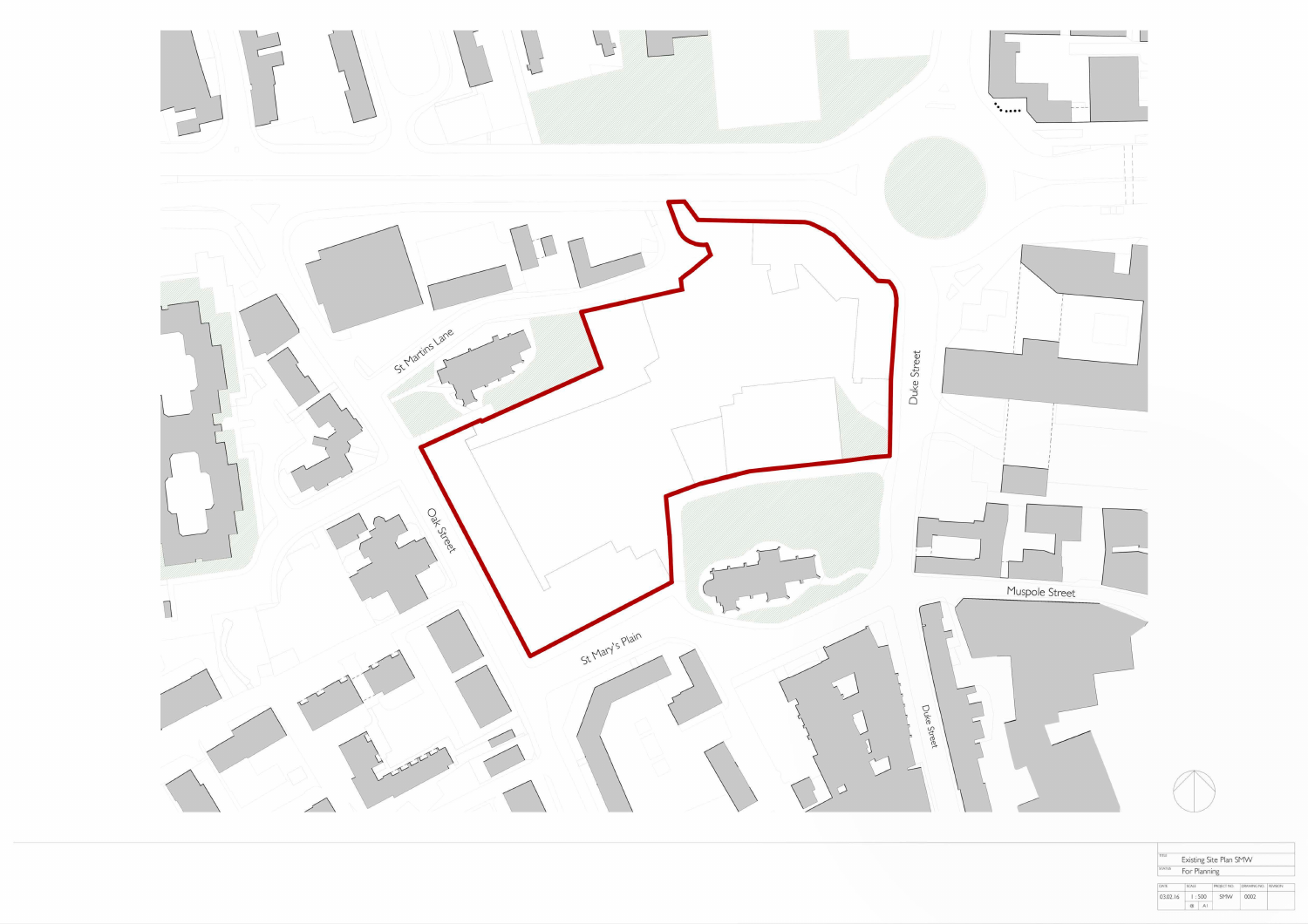St Martins Lane

Oak Street

St Mary's Plain

Duke Street

Muspole Street

Duke Street

| TITLE | Existing Site Plan SMW | | | |
|---|---|---|---|---|
| STATUS | For Planning | | | |
| DATE | SCALE | PROJECT NO. | DRAWING NO. | REVISION |
| 03.02.16 | 1 : 500 @ A1 | SMW | 0002 | |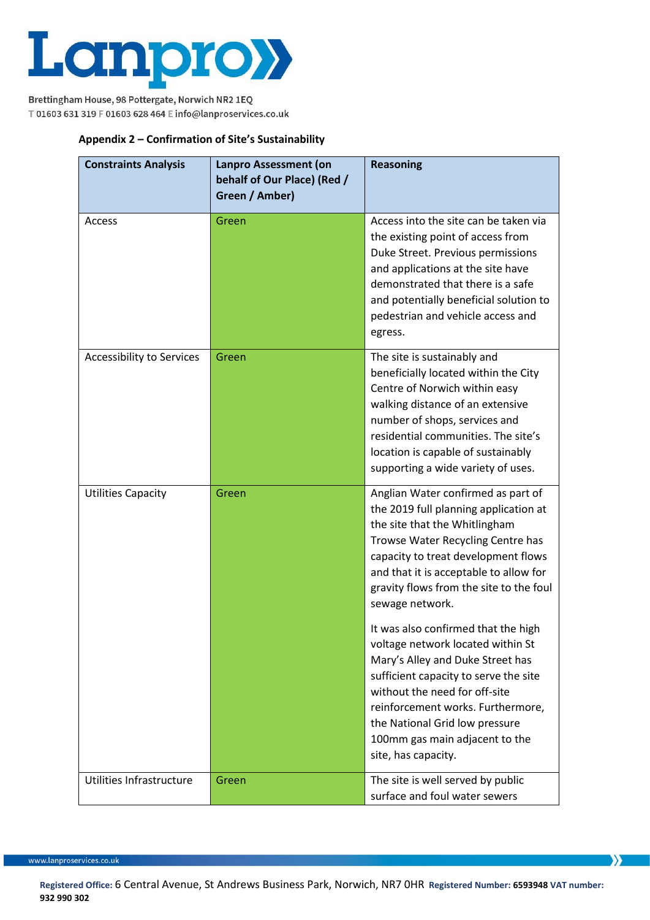**Appendix 2 – Confirmation of Site's Sustainability**

| Constraints Analysis | Lanpro Assessment (on behalf of Our Place) (Red / Green / Amber) | Reasoning |
|---|---|---|
| Access | Green | Access into the site can be taken via the existing point of access from Duke Street. Previous permissions and applications at the site have demonstrated that there is a safe and potentially beneficial solution to pedestrian and vehicle access and egress. |
| Accessibility to Services | Green | The site is sustainably and beneficially located within the City Centre of Norwich within easy walking distance of an extensive number of shops, services and residential communities. The site's location is capable of sustainably supporting a wide variety of uses. |
| Utilities Capacity | Green | Anglian Water confirmed as part of the 2019 full planning application at the site that the Whitlingham Trowse Water Recycling Centre has capacity to treat development flows and that it is acceptable to allow for gravity flows from the site to the foul sewage network. It was also confirmed that the high voltage network located within St Mary's Alley and Duke Street has sufficient capacity to serve the site without the need for off-site reinforcement works. Furthermore, the National Grid low pressure 100mm gas main adjacent to the site, has capacity. |
| Utilities Infrastructure | Green | The site is well served by public surface and foul water sewers |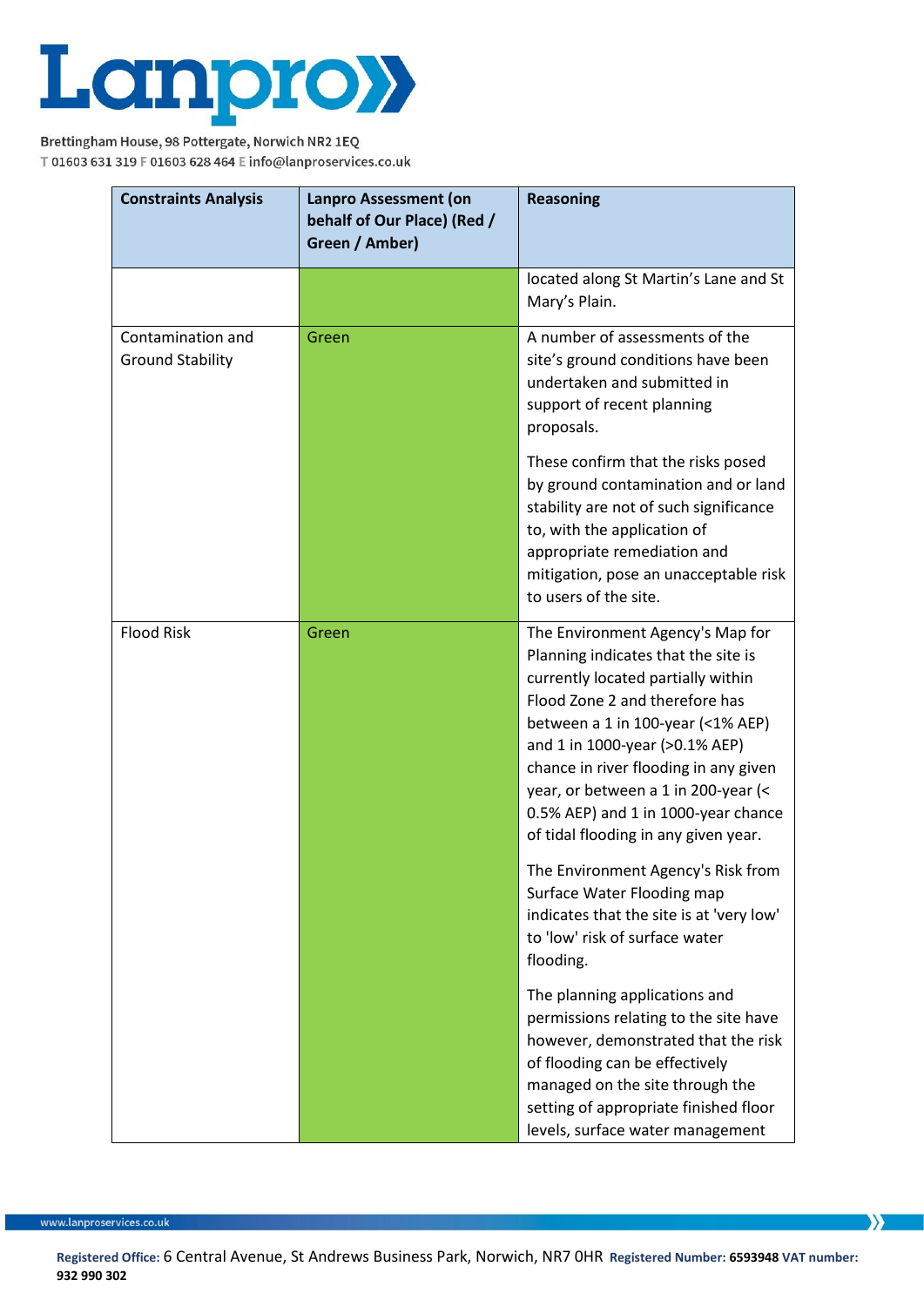| Constraints Analysis | Lanpro Assessment (on behalf of Our Place) (Red / Green / Amber) | Reasoning |
|---|---|---|
| | | located along St Martin's Lane and St Mary's Plain. |
| Contamination and Ground Stability | Green | A number of assessments of the site's ground conditions have been undertaken and submitted in support of recent planning proposals.<br><br>These confirm that the risks posed by ground contamination and or land stability are not of such significance to, with the application of appropriate remediation and mitigation, pose an unacceptable risk to users of the site. |
| Flood Risk | Green | The Environment Agency's Map for Planning indicates that the site is currently located partially within Flood Zone 2 and therefore has between a 1 in 100-year (<1% AEP) and 1 in 1000-year (>0.1% AEP) chance in river flooding in any given year, or between a 1 in 200-year (< 0.5% AEP) and 1 in 1000-year chance of tidal flooding in any given year.<br><br>The Environment Agency's Risk from Surface Water Flooding map indicates that the site is at 'very low' to 'low' risk of surface water flooding.<br><br>The planning applications and permissions relating to the site have however, demonstrated that the risk of flooding can be effectively managed on the site through the setting of appropriate finished floor levels, surface water management |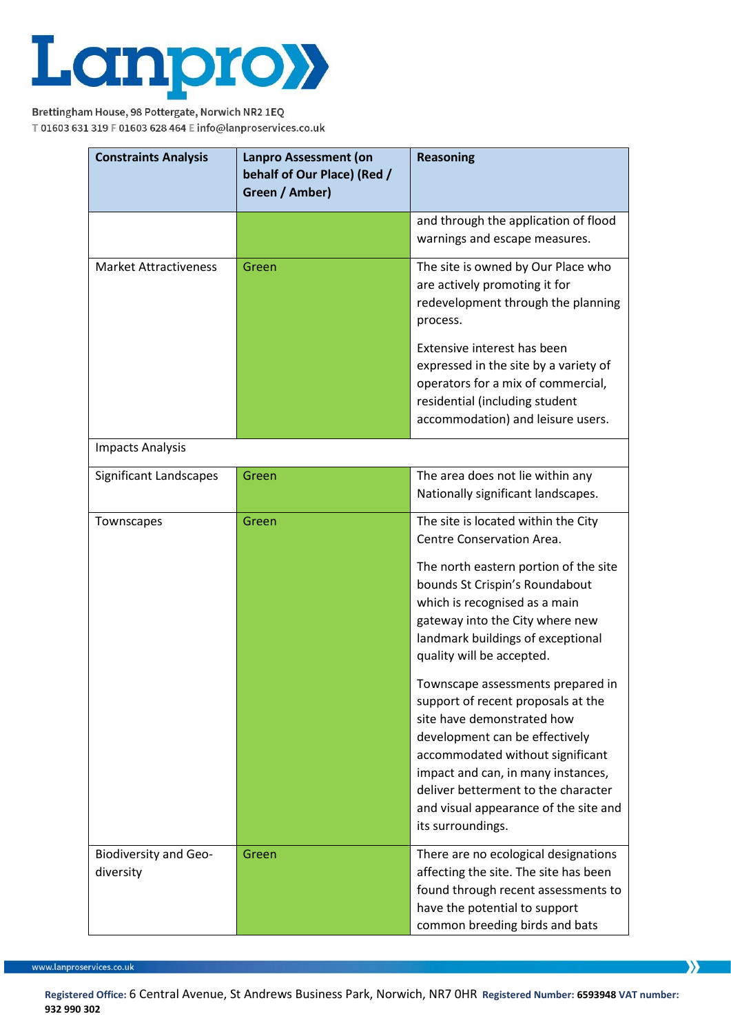| Constraints Analysis | Lanpro Assessment (on behalf of Our Place) (Red / Green / Amber) | Reasoning |
|---|---|---|
| | | and through the application of flood warnings and escape measures. |
| Market Attractiveness | Green | The site is owned by Our Place who are actively promoting it for redevelopment through the planning process. Extensive interest has been expressed in the site by a variety of operators for a mix of commercial, residential (including student accommodation) and leisure users. |
| Impacts Analysis | | |
| Significant Landscapes | Green | The area does not lie within any Nationally significant landscapes. |
| Townscapes | Green | The site is located within the City Centre Conservation Area. The north eastern portion of the site bounds St Crispin's Roundabout which is recognised as a main gateway into the City where new landmark buildings of exceptional quality will be accepted. Townscape assessments prepared in support of recent proposals at the site have demonstrated how development can be effectively accommodated without significant impact and can, in many instances, deliver betterment to the character and visual appearance of the site and its surroundings. |
| Biodiversity and Geo-diversity | Green | There are no ecological designations affecting the site. The site has been found through recent assessments to have the potential to support common breeding birds and bats |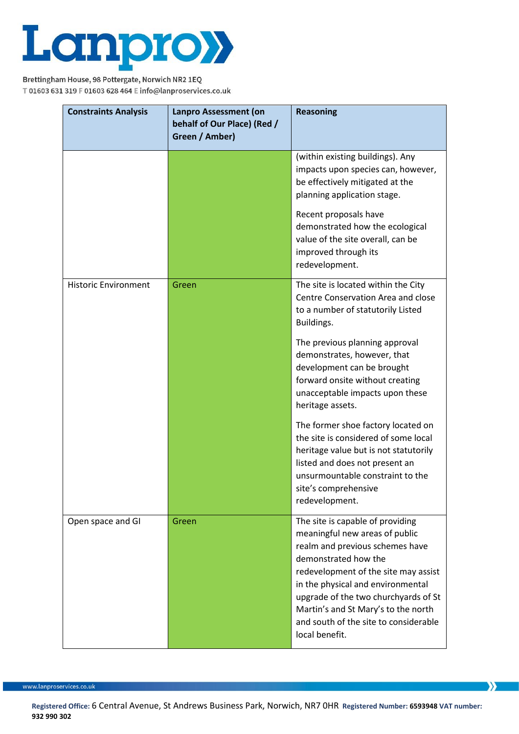| Constraints Analysis | Lanpro Assessment (on behalf of Our Place) (Red / Green / Amber) | Reasoning |
|---|---|---|
| | | (within existing buildings). Any impacts upon species can, however, be effectively mitigated at the planning application stage.<br><br>Recent proposals have demonstrated how the ecological value of the site overall, can be improved through its redevelopment. |
| Historic Environment | Green | The site is located within the City Centre Conservation Area and close to a number of statutorily Listed Buildings.<br><br>The previous planning approval demonstrates, however, that development can be brought forward onsite without creating unacceptable impacts upon these heritage assets.<br><br>The former shoe factory located on the site is considered of some local heritage value but is not statutorily listed and does not present an unsurmountable constraint to the site's comprehensive redevelopment. |
| Open space and GI | Green | The site is capable of providing meaningful new areas of public realm and previous schemes have demonstrated how the redevelopment of the site may assist in the physical and environmental upgrade of the two churchyards of St Martin's and St Mary's to the north and south of the site to considerable local benefit. |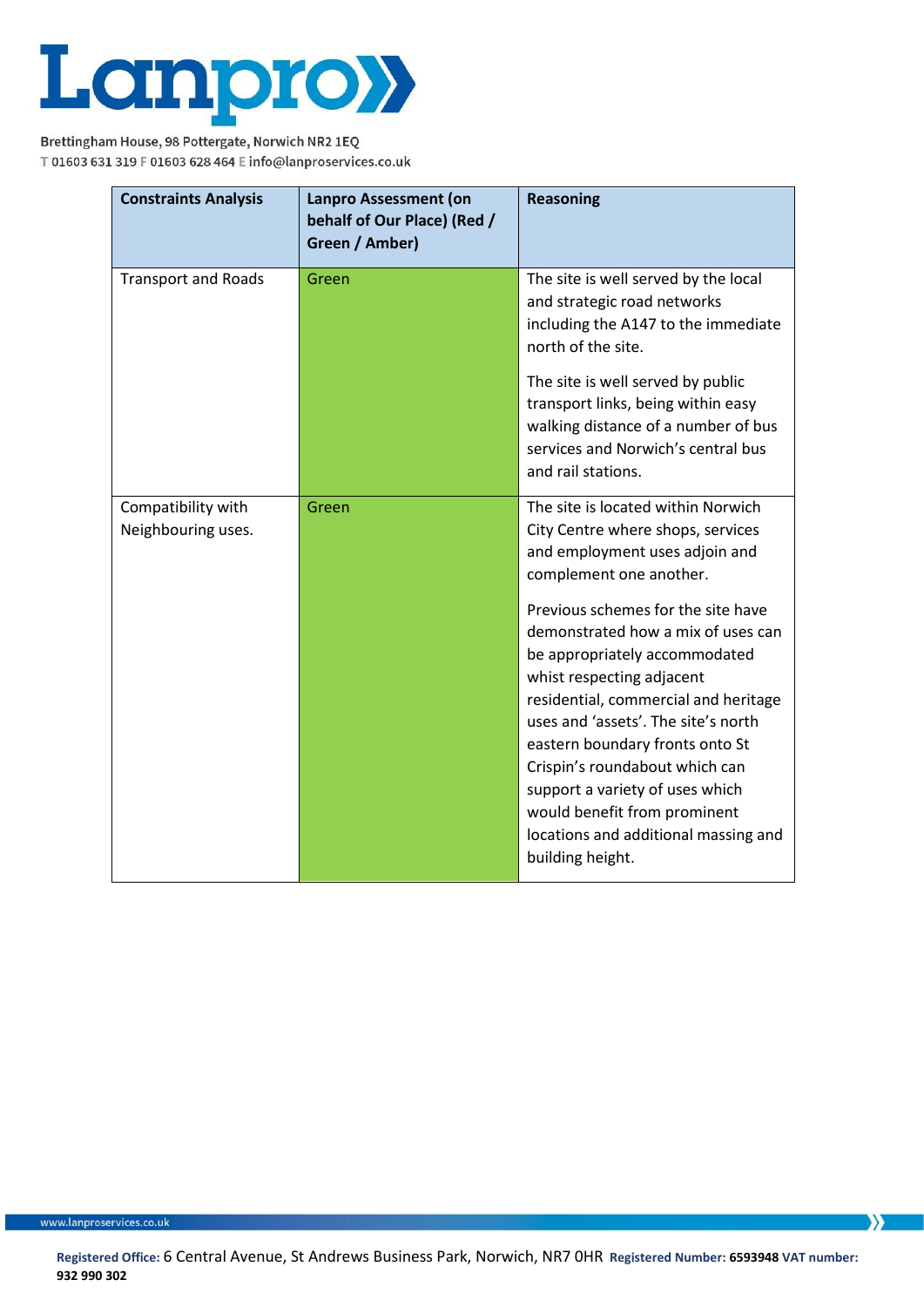| Constraints Analysis | Lanpro Assessment (on behalf of Our Place) (Red / Green / Amber) | Reasoning |
|---|---|---|
| Transport and Roads | Green | The site is well served by the local and strategic road networks including the A147 to the immediate north of the site.<br><br>The site is well served by public transport links, being within easy walking distance of a number of bus services and Norwich's central bus and rail stations. |
| Compatibility with Neighbouring uses. | Green | The site is located within Norwich City Centre where shops, services and employment uses adjoin and complement one another.<br><br>Previous schemes for the site have demonstrated how a mix of uses can be appropriately accommodated whist respecting adjacent residential, commercial and heritage uses and 'assets'. The site's north eastern boundary fronts onto St Crispin's roundabout which can support a variety of uses which would benefit from prominent locations and additional massing and building height. |